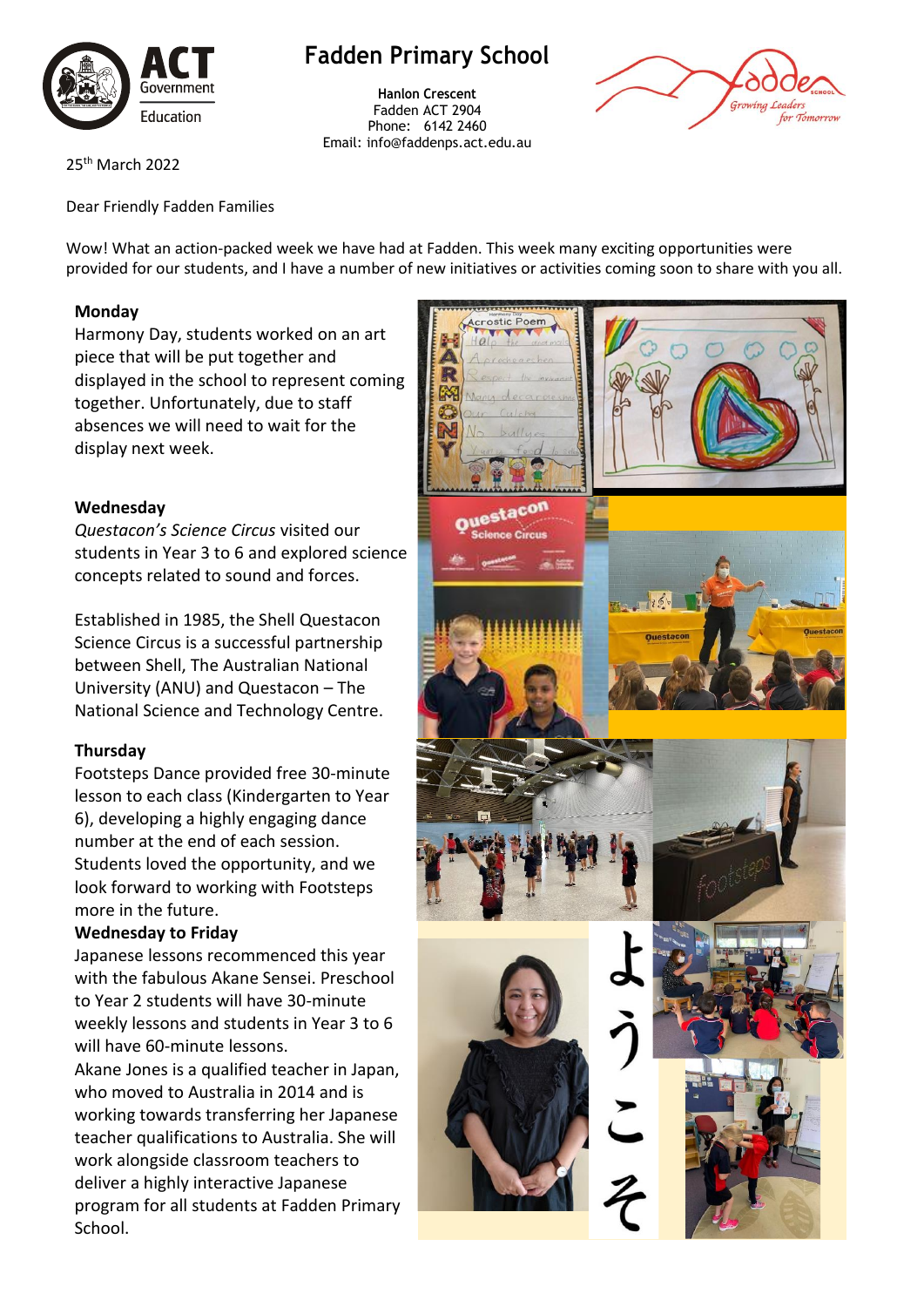# Fadden Primary School

**Hanlon Crescent**
Fadden ACT 2904
Phone: 6142 2460
Email: info@faddenps.act.edu.au

25th March 2022

Dear Friendly Fadden Families

Wow! What an action-packed week we have had at Fadden. This week many exciting opportunities were provided for our students, and I have a number of new initiatives or activities coming soon to share with you all.

**Monday**

Harmony Day, students worked on an art piece that will be put together and displayed in the school to represent coming together. Unfortunately, due to staff absences we will need to wait for the display next week.

**Wednesday**

*Questacon's Science Circus* visited our students in Year 3 to 6 and explored science concepts related to sound and forces.

Established in 1985, the Shell Questacon Science Circus is a successful partnership between Shell, The Australian National University (ANU) and Questacon – The National Science and Technology Centre.

**Thursday**

Footsteps Dance provided free 30-minute lesson to each class (Kindergarten to Year 6), developing a highly engaging dance number at the end of each session. Students loved the opportunity, and we look forward to working with Footsteps more in the future.

**Wednesday to Friday**

Japanese lessons recommenced this year with the fabulous Akane Sensei. Preschool to Year 2 students will have 30-minute weekly lessons and students in Year 3 to 6 will have 60-minute lessons.

Akane Jones is a qualified teacher in Japan, who moved to Australia in 2014 and is working towards transferring her Japanese teacher qualifications to Australia. She will work alongside classroom teachers to deliver a highly interactive Japanese program for all students at Fadden Primary School.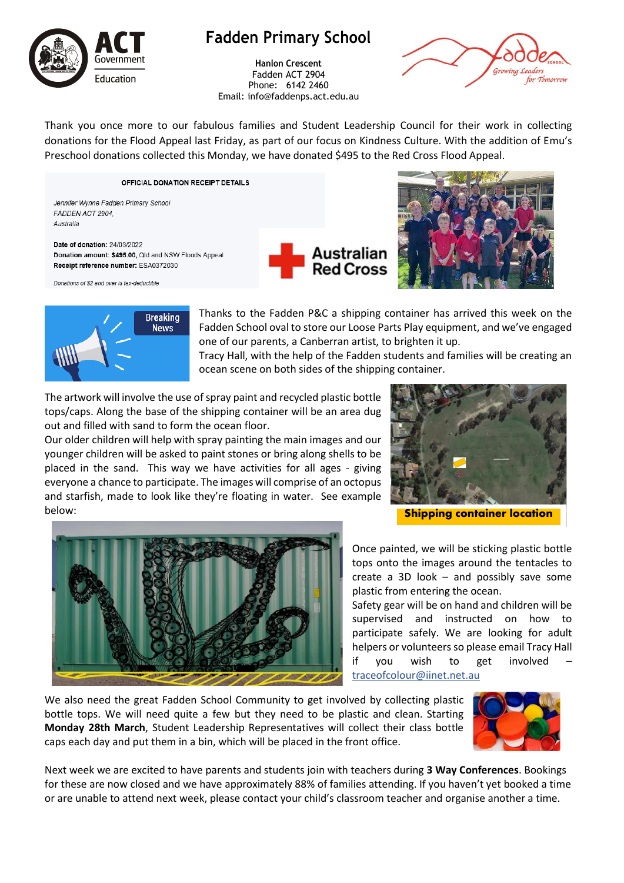# Fadden Primary School

**Hanlon Crescent**
Fadden ACT 2904
Phone: 6142 2460
Email: info@faddenps.act.edu.au

Thank you once more to our fabulous families and Student Leadership Council for their work in collecting donations for the Flood Appeal last Friday, as part of our focus on Kindness Culture. With the addition of Emu's Preschool donations collected this Monday, we have donated $495 to the Red Cross Flood Appeal.

**OFFICIAL DONATION RECEIPT DETAILS**

*Jennifer Wynne Fadden Primary School*
*FADDEN ACT 2904,*
*Australia*

**Date of donation:** 24/03/2022
**Donation amount: $495.00,** Qld and NSW Floods Appeal
**Receipt reference number:** ESA0372030

*Donations of $2 and over is tax-deductible*

Thanks to the Fadden P&C a shipping container has arrived this week on the Fadden School oval to store our Loose Parts Play equipment, and we've engaged one of our parents, a Canberran artist, to brighten it up.
Tracy Hall, with the help of the Fadden students and families will be creating an ocean scene on both sides of the shipping container.

The artwork will involve the use of spray paint and recycled plastic bottle tops/caps. Along the base of the shipping container will be an area dug out and filled with sand to form the ocean floor.
Our older children will help with spray painting the main images and our younger children will be asked to paint stones or bring along shells to be placed in the sand. This way we have activities for all ages - giving everyone a chance to participate. The images will comprise of an octopus and starfish, made to look like they're floating in water. See example below:

**Shipping container location**

Once painted, we will be sticking plastic bottle tops onto the images around the tentacles to create a 3D look – and possibly save some plastic from entering the ocean.
Safety gear will be on hand and children will be supervised and instructed on how to participate safely. We are looking for adult helpers or volunteers so please email Tracy Hall if you wish to get involved – traceofcolour@iinet.net.au

We also need the great Fadden School Community to get involved by collecting plastic bottle tops. We will need quite a few but they need to be plastic and clean. Starting **Monday 28th March**, Student Leadership Representatives will collect their class bottle caps each day and put them in a bin, which will be placed in the front office.

Next week we are excited to have parents and students join with teachers during **3 Way Conferences**. Bookings for these are now closed and we have approximately 88% of families attending. If you haven't yet booked a time or are unable to attend next week, please contact your child's classroom teacher and organise another a time.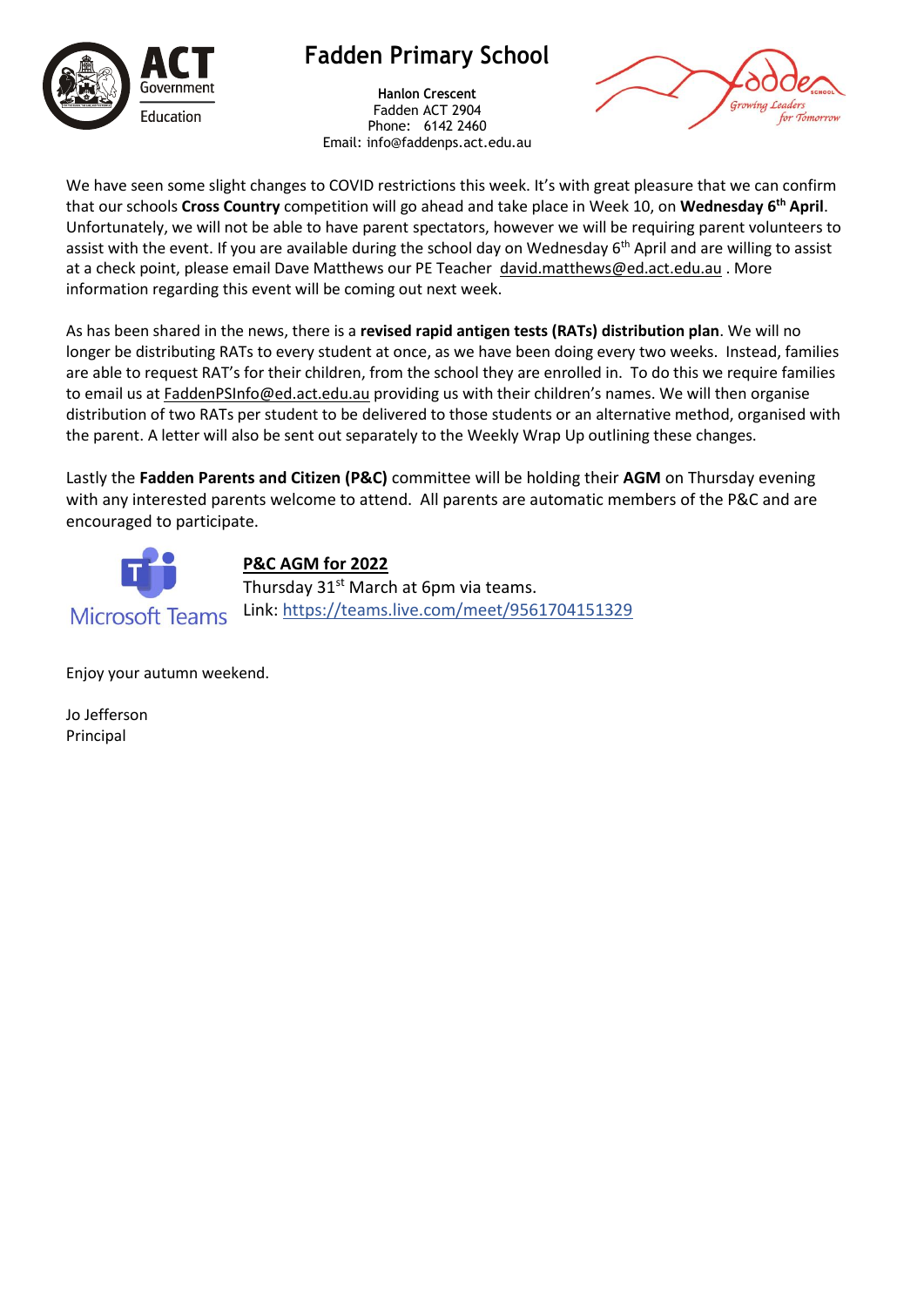# Fadden Primary School

**Hanlon Crescent**
Fadden ACT 2904
Phone: 6142 2460
Email: info@faddenps.act.edu.au

We have seen some slight changes to COVID restrictions this week. It's with great pleasure that we can confirm that our schools **Cross Country** competition will go ahead and take place in Week 10, on **Wednesday 6th April**. Unfortunately, we will not be able to have parent spectators, however we will be requiring parent volunteers to assist with the event. If you are available during the school day on Wednesday 6th April and are willing to assist at a check point, please email Dave Matthews our PE Teacher david.matthews@ed.act.edu.au . More information regarding this event will be coming out next week.

As has been shared in the news, there is a **revised rapid antigen tests (RATs) distribution plan**. We will no longer be distributing RATs to every student at once, as we have been doing every two weeks. Instead, families are able to request RAT's for their children, from the school they are enrolled in. To do this we require families to email us at FaddenPSInfo@ed.act.edu.au providing us with their children's names. We will then organise distribution of two RATs per student to be delivered to those students or an alternative method, organised with the parent. A letter will also be sent out separately to the Weekly Wrap Up outlining these changes.

Lastly the **Fadden Parents and Citizen (P&C)** committee will be holding their **AGM** on Thursday evening with any interested parents welcome to attend. All parents are automatic members of the P&C and are encouraged to participate.

Microsoft Teams

**P&C AGM for 2022**
Thursday 31st March at 6pm via teams.
Link: https://teams.live.com/meet/9561704151329

Enjoy your autumn weekend.

Jo Jefferson
Principal